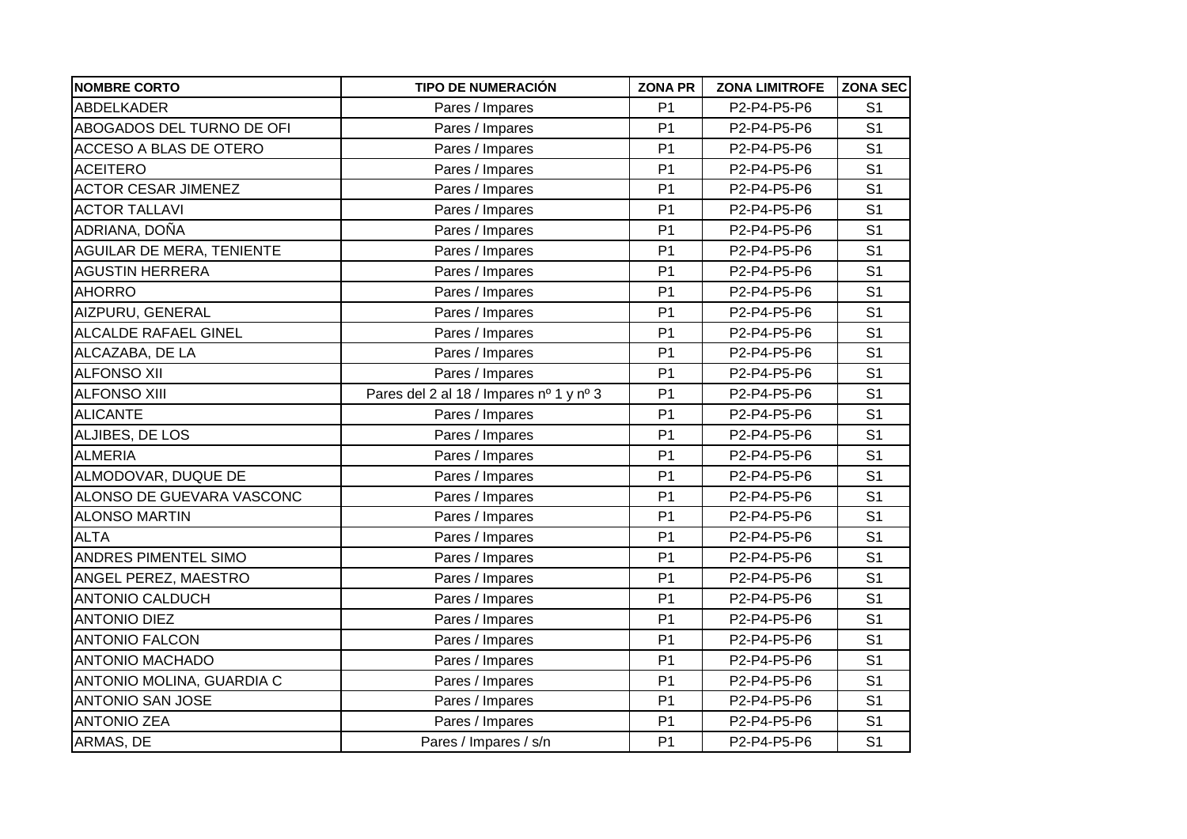| NOMBRE CORTO | TIPO DE NUMERACIÓN | ZONA PR | ZONA LIMITROFE | ZONA SEC |
|---|---|---|---|---|
| ABDELKADER | Pares / Impares | P1 | P2-P4-P5-P6 | S1 |
| ABOGADOS DEL TURNO DE OFI | Pares / Impares | P1 | P2-P4-P5-P6 | S1 |
| ACCESO A BLAS DE OTERO | Pares / Impares | P1 | P2-P4-P5-P6 | S1 |
| ACEITERO | Pares / Impares | P1 | P2-P4-P5-P6 | S1 |
| ACTOR CESAR JIMENEZ | Pares / Impares | P1 | P2-P4-P5-P6 | S1 |
| ACTOR TALLAVI | Pares / Impares | P1 | P2-P4-P5-P6 | S1 |
| ADRIANA, DOÑA | Pares / Impares | P1 | P2-P4-P5-P6 | S1 |
| AGUILAR DE MERA, TENIENTE | Pares / Impares | P1 | P2-P4-P5-P6 | S1 |
| AGUSTIN HERRERA | Pares / Impares | P1 | P2-P4-P5-P6 | S1 |
| AHORRO | Pares / Impares | P1 | P2-P4-P5-P6 | S1 |
| AIZPURU, GENERAL | Pares / Impares | P1 | P2-P4-P5-P6 | S1 |
| ALCALDE RAFAEL GINEL | Pares / Impares | P1 | P2-P4-P5-P6 | S1 |
| ALCAZABA, DE LA | Pares / Impares | P1 | P2-P4-P5-P6 | S1 |
| ALFONSO XII | Pares / Impares | P1 | P2-P4-P5-P6 | S1 |
| ALFONSO XIII | Pares del 2 al 18 / Impares nº 1 y nº 3 | P1 | P2-P4-P5-P6 | S1 |
| ALICANTE | Pares / Impares | P1 | P2-P4-P5-P6 | S1 |
| ALJIBES, DE LOS | Pares / Impares | P1 | P2-P4-P5-P6 | S1 |
| ALMERIA | Pares / Impares | P1 | P2-P4-P5-P6 | S1 |
| ALMODOVAR, DUQUE DE | Pares / Impares | P1 | P2-P4-P5-P6 | S1 |
| ALONSO DE GUEVARA VASCONC | Pares / Impares | P1 | P2-P4-P5-P6 | S1 |
| ALONSO MARTIN | Pares / Impares | P1 | P2-P4-P5-P6 | S1 |
| ALTA | Pares / Impares | P1 | P2-P4-P5-P6 | S1 |
| ANDRES PIMENTEL SIMO | Pares / Impares | P1 | P2-P4-P5-P6 | S1 |
| ANGEL PEREZ, MAESTRO | Pares / Impares | P1 | P2-P4-P5-P6 | S1 |
| ANTONIO CALDUCH | Pares / Impares | P1 | P2-P4-P5-P6 | S1 |
| ANTONIO DIEZ | Pares / Impares | P1 | P2-P4-P5-P6 | S1 |
| ANTONIO FALCON | Pares / Impares | P1 | P2-P4-P5-P6 | S1 |
| ANTONIO MACHADO | Pares / Impares | P1 | P2-P4-P5-P6 | S1 |
| ANTONIO MOLINA, GUARDIA C | Pares / Impares | P1 | P2-P4-P5-P6 | S1 |
| ANTONIO SAN JOSE | Pares / Impares | P1 | P2-P4-P5-P6 | S1 |
| ANTONIO ZEA | Pares / Impares | P1 | P2-P4-P5-P6 | S1 |
| ARMAS, DE | Pares / Impares / s/n | P1 | P2-P4-P5-P6 | S1 |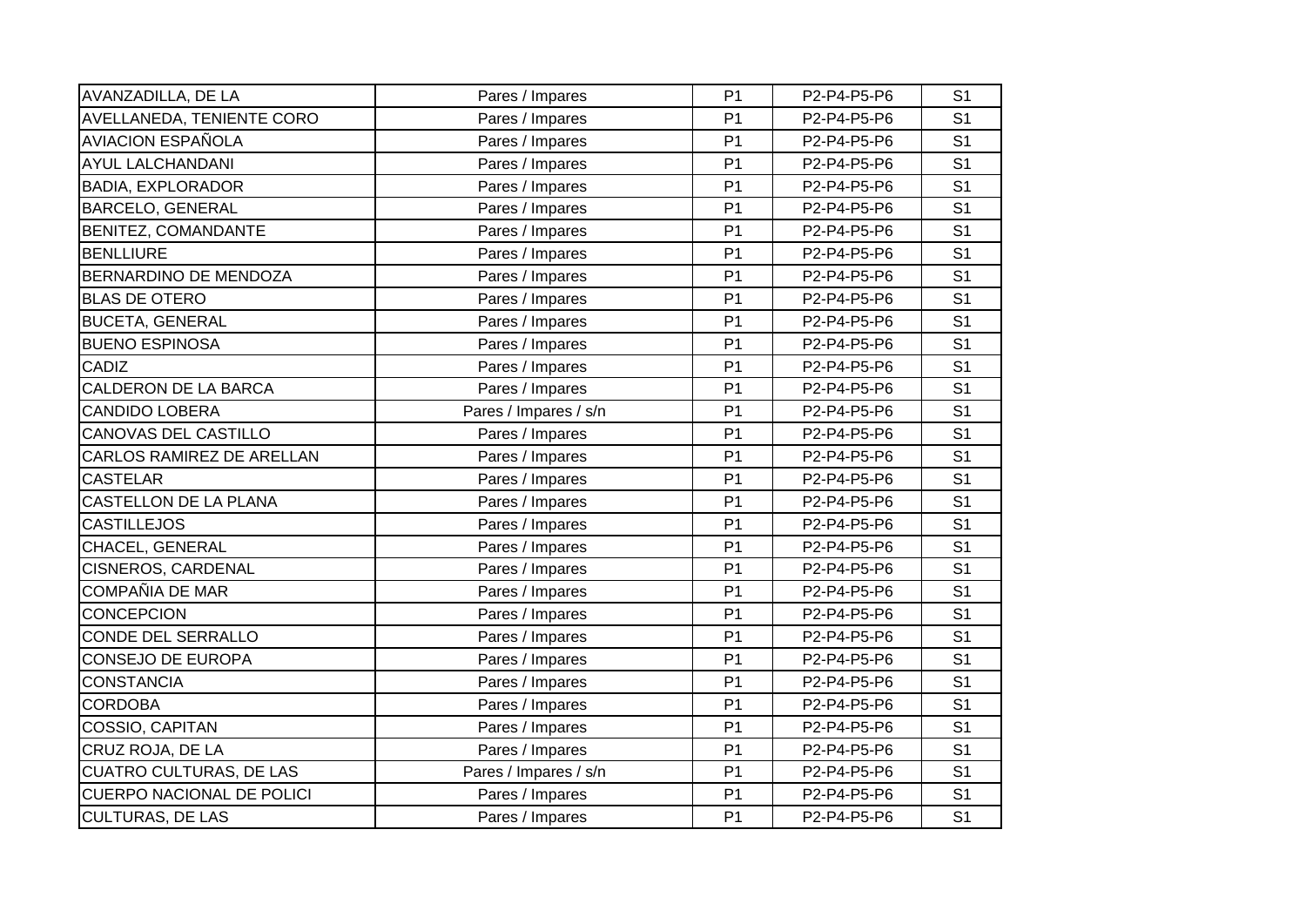| | | | | |
|---|---|---|---|---|
| AVANZADILLA, DE LA | Pares / Impares | P1 | P2-P4-P5-P6 | S1 |
| AVELLANEDA, TENIENTE CORO | Pares / Impares | P1 | P2-P4-P5-P6 | S1 |
| AVIACION ESPAÑOLA | Pares / Impares | P1 | P2-P4-P5-P6 | S1 |
| AYUL LALCHANDANI | Pares / Impares | P1 | P2-P4-P5-P6 | S1 |
| BADIA, EXPLORADOR | Pares / Impares | P1 | P2-P4-P5-P6 | S1 |
| BARCELO, GENERAL | Pares / Impares | P1 | P2-P4-P5-P6 | S1 |
| BENITEZ, COMANDANTE | Pares / Impares | P1 | P2-P4-P5-P6 | S1 |
| BENLLIURE | Pares / Impares | P1 | P2-P4-P5-P6 | S1 |
| BERNARDINO DE MENDOZA | Pares / Impares | P1 | P2-P4-P5-P6 | S1 |
| BLAS DE OTERO | Pares / Impares | P1 | P2-P4-P5-P6 | S1 |
| BUCETA, GENERAL | Pares / Impares | P1 | P2-P4-P5-P6 | S1 |
| BUENO ESPINOSA | Pares / Impares | P1 | P2-P4-P5-P6 | S1 |
| CADIZ | Pares / Impares | P1 | P2-P4-P5-P6 | S1 |
| CALDERON DE LA BARCA | Pares / Impares | P1 | P2-P4-P5-P6 | S1 |
| CANDIDO LOBERA | Pares / Impares / s/n | P1 | P2-P4-P5-P6 | S1 |
| CANOVAS DEL CASTILLO | Pares / Impares | P1 | P2-P4-P5-P6 | S1 |
| CARLOS RAMIREZ DE ARELLAN | Pares / Impares | P1 | P2-P4-P5-P6 | S1 |
| CASTELAR | Pares / Impares | P1 | P2-P4-P5-P6 | S1 |
| CASTELLON DE LA PLANA | Pares / Impares | P1 | P2-P4-P5-P6 | S1 |
| CASTILLEJOS | Pares / Impares | P1 | P2-P4-P5-P6 | S1 |
| CHACEL, GENERAL | Pares / Impares | P1 | P2-P4-P5-P6 | S1 |
| CISNEROS, CARDENAL | Pares / Impares | P1 | P2-P4-P5-P6 | S1 |
| COMPAÑIA DE MAR | Pares / Impares | P1 | P2-P4-P5-P6 | S1 |
| CONCEPCION | Pares / Impares | P1 | P2-P4-P5-P6 | S1 |
| CONDE DEL SERRALLO | Pares / Impares | P1 | P2-P4-P5-P6 | S1 |
| CONSEJO DE EUROPA | Pares / Impares | P1 | P2-P4-P5-P6 | S1 |
| CONSTANCIA | Pares / Impares | P1 | P2-P4-P5-P6 | S1 |
| CORDOBA | Pares / Impares | P1 | P2-P4-P5-P6 | S1 |
| COSSIO, CAPITAN | Pares / Impares | P1 | P2-P4-P5-P6 | S1 |
| CRUZ ROJA, DE LA | Pares / Impares | P1 | P2-P4-P5-P6 | S1 |
| CUATRO CULTURAS, DE LAS | Pares / Impares / s/n | P1 | P2-P4-P5-P6 | S1 |
| CUERPO NACIONAL DE POLICI | Pares / Impares | P1 | P2-P4-P5-P6 | S1 |
| CULTURAS, DE LAS | Pares / Impares | P1 | P2-P4-P5-P6 | S1 |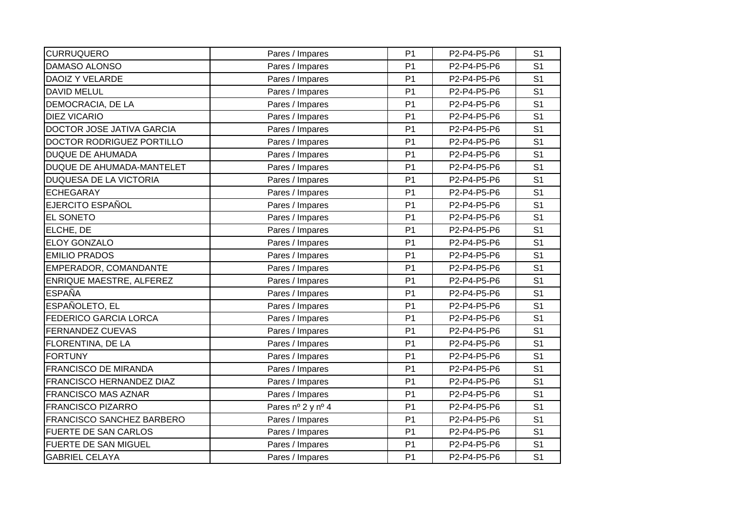| | | | | |
|---|---|---|---|---|
| CURRUQUERO | Pares / Impares | P1 | P2-P4-P5-P6 | S1 |
| DAMASO ALONSO | Pares / Impares | P1 | P2-P4-P5-P6 | S1 |
| DAOIZ Y VELARDE | Pares / Impares | P1 | P2-P4-P5-P6 | S1 |
| DAVID MELUL | Pares / Impares | P1 | P2-P4-P5-P6 | S1 |
| DEMOCRACIA, DE LA | Pares / Impares | P1 | P2-P4-P5-P6 | S1 |
| DIEZ VICARIO | Pares / Impares | P1 | P2-P4-P5-P6 | S1 |
| DOCTOR JOSE JATIVA GARCIA | Pares / Impares | P1 | P2-P4-P5-P6 | S1 |
| DOCTOR RODRIGUEZ PORTILLO | Pares / Impares | P1 | P2-P4-P5-P6 | S1 |
| DUQUE DE AHUMADA | Pares / Impares | P1 | P2-P4-P5-P6 | S1 |
| DUQUE DE AHUMADA-MANTELET | Pares / Impares | P1 | P2-P4-P5-P6 | S1 |
| DUQUESA DE LA VICTORIA | Pares / Impares | P1 | P2-P4-P5-P6 | S1 |
| ECHEGARAY | Pares / Impares | P1 | P2-P4-P5-P6 | S1 |
| EJERCITO ESPAÑOL | Pares / Impares | P1 | P2-P4-P5-P6 | S1 |
| EL SONETO | Pares / Impares | P1 | P2-P4-P5-P6 | S1 |
| ELCHE, DE | Pares / Impares | P1 | P2-P4-P5-P6 | S1 |
| ELOY GONZALO | Pares / Impares | P1 | P2-P4-P5-P6 | S1 |
| EMILIO PRADOS | Pares / Impares | P1 | P2-P4-P5-P6 | S1 |
| EMPERADOR, COMANDANTE | Pares / Impares | P1 | P2-P4-P5-P6 | S1 |
| ENRIQUE MAESTRE, ALFEREZ | Pares / Impares | P1 | P2-P4-P5-P6 | S1 |
| ESPAÑA | Pares / Impares | P1 | P2-P4-P5-P6 | S1 |
| ESPAÑOLETO, EL | Pares / Impares | P1 | P2-P4-P5-P6 | S1 |
| FEDERICO GARCIA LORCA | Pares / Impares | P1 | P2-P4-P5-P6 | S1 |
| FERNANDEZ CUEVAS | Pares / Impares | P1 | P2-P4-P5-P6 | S1 |
| FLORENTINA, DE LA | Pares / Impares | P1 | P2-P4-P5-P6 | S1 |
| FORTUNY | Pares / Impares | P1 | P2-P4-P5-P6 | S1 |
| FRANCISCO DE MIRANDA | Pares / Impares | P1 | P2-P4-P5-P6 | S1 |
| FRANCISCO HERNANDEZ DIAZ | Pares / Impares | P1 | P2-P4-P5-P6 | S1 |
| FRANCISCO MAS AZNAR | Pares / Impares | P1 | P2-P4-P5-P6 | S1 |
| FRANCISCO PIZARRO | Pares nº 2 y nº 4 | P1 | P2-P4-P5-P6 | S1 |
| FRANCISCO SANCHEZ BARBERO | Pares / Impares | P1 | P2-P4-P5-P6 | S1 |
| FUERTE DE SAN CARLOS | Pares / Impares | P1 | P2-P4-P5-P6 | S1 |
| FUERTE DE SAN MIGUEL | Pares / Impares | P1 | P2-P4-P5-P6 | S1 |
| GABRIEL CELAYA | Pares / Impares | P1 | P2-P4-P5-P6 | S1 |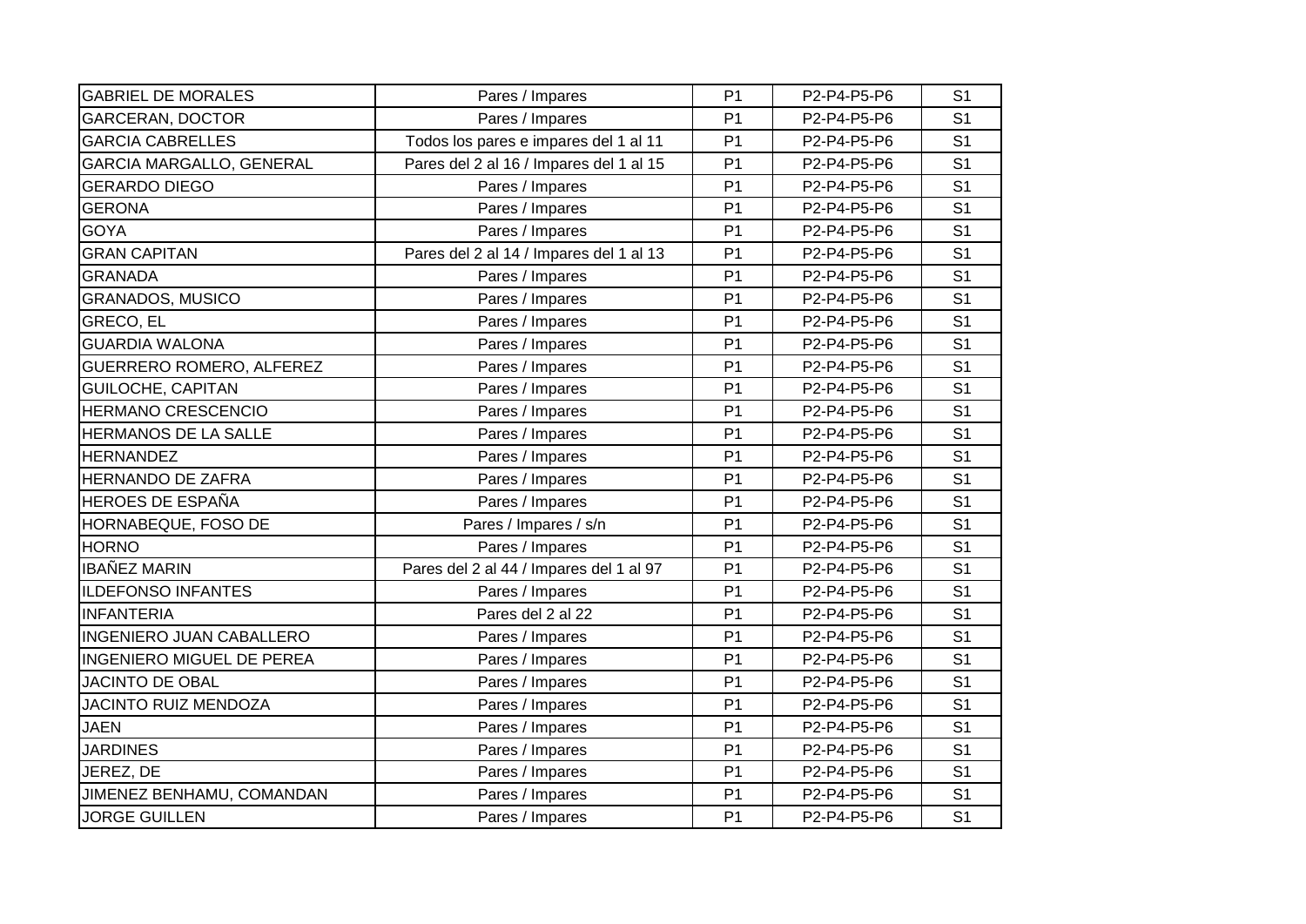| GABRIEL DE MORALES | Pares / Impares | P1 | P2-P4-P5-P6 | S1 |
|---|---|---|---|---|
| GARCERAN, DOCTOR | Pares / Impares | P1 | P2-P4-P5-P6 | S1 |
| GARCIA CABRELLES | Todos los pares e impares del 1 al 11 | P1 | P2-P4-P5-P6 | S1 |
| GARCIA MARGALLO, GENERAL | Pares del 2 al 16 / Impares del 1 al 15 | P1 | P2-P4-P5-P6 | S1 |
| GERARDO DIEGO | Pares / Impares | P1 | P2-P4-P5-P6 | S1 |
| GERONA | Pares / Impares | P1 | P2-P4-P5-P6 | S1 |
| GOYA | Pares / Impares | P1 | P2-P4-P5-P6 | S1 |
| GRAN CAPITAN | Pares del 2 al 14 / Impares del 1 al 13 | P1 | P2-P4-P5-P6 | S1 |
| GRANADA | Pares / Impares | P1 | P2-P4-P5-P6 | S1 |
| GRANADOS, MUSICO | Pares / Impares | P1 | P2-P4-P5-P6 | S1 |
| GRECO, EL | Pares / Impares | P1 | P2-P4-P5-P6 | S1 |
| GUARDIA WALONA | Pares / Impares | P1 | P2-P4-P5-P6 | S1 |
| GUERRERO ROMERO, ALFEREZ | Pares / Impares | P1 | P2-P4-P5-P6 | S1 |
| GUILOCHE, CAPITAN | Pares / Impares | P1 | P2-P4-P5-P6 | S1 |
| HERMANO CRESCENCIO | Pares / Impares | P1 | P2-P4-P5-P6 | S1 |
| HERMANOS DE LA SALLE | Pares / Impares | P1 | P2-P4-P5-P6 | S1 |
| HERNANDEZ | Pares / Impares | P1 | P2-P4-P5-P6 | S1 |
| HERNANDO DE ZAFRA | Pares / Impares | P1 | P2-P4-P5-P6 | S1 |
| HEROES DE ESPAÑA | Pares / Impares | P1 | P2-P4-P5-P6 | S1 |
| HORNABEQUE, FOSO DE | Pares / Impares / s/n | P1 | P2-P4-P5-P6 | S1 |
| HORNO | Pares / Impares | P1 | P2-P4-P5-P6 | S1 |
| IBAÑEZ MARIN | Pares del 2 al 44 / Impares del 1 al 97 | P1 | P2-P4-P5-P6 | S1 |
| ILDEFONSO INFANTES | Pares / Impares | P1 | P2-P4-P5-P6 | S1 |
| INFANTERIA | Pares del 2 al 22 | P1 | P2-P4-P5-P6 | S1 |
| INGENIERO JUAN CABALLERO | Pares / Impares | P1 | P2-P4-P5-P6 | S1 |
| INGENIERO MIGUEL DE PEREA | Pares / Impares | P1 | P2-P4-P5-P6 | S1 |
| JACINTO DE OBAL | Pares / Impares | P1 | P2-P4-P5-P6 | S1 |
| JACINTO RUIZ MENDOZA | Pares / Impares | P1 | P2-P4-P5-P6 | S1 |
| JAEN | Pares / Impares | P1 | P2-P4-P5-P6 | S1 |
| JARDINES | Pares / Impares | P1 | P2-P4-P5-P6 | S1 |
| JEREZ, DE | Pares / Impares | P1 | P2-P4-P5-P6 | S1 |
| JIMENEZ BENHAMU, COMANDAN | Pares / Impares | P1 | P2-P4-P5-P6 | S1 |
| JORGE GUILLEN | Pares / Impares | P1 | P2-P4-P5-P6 | S1 |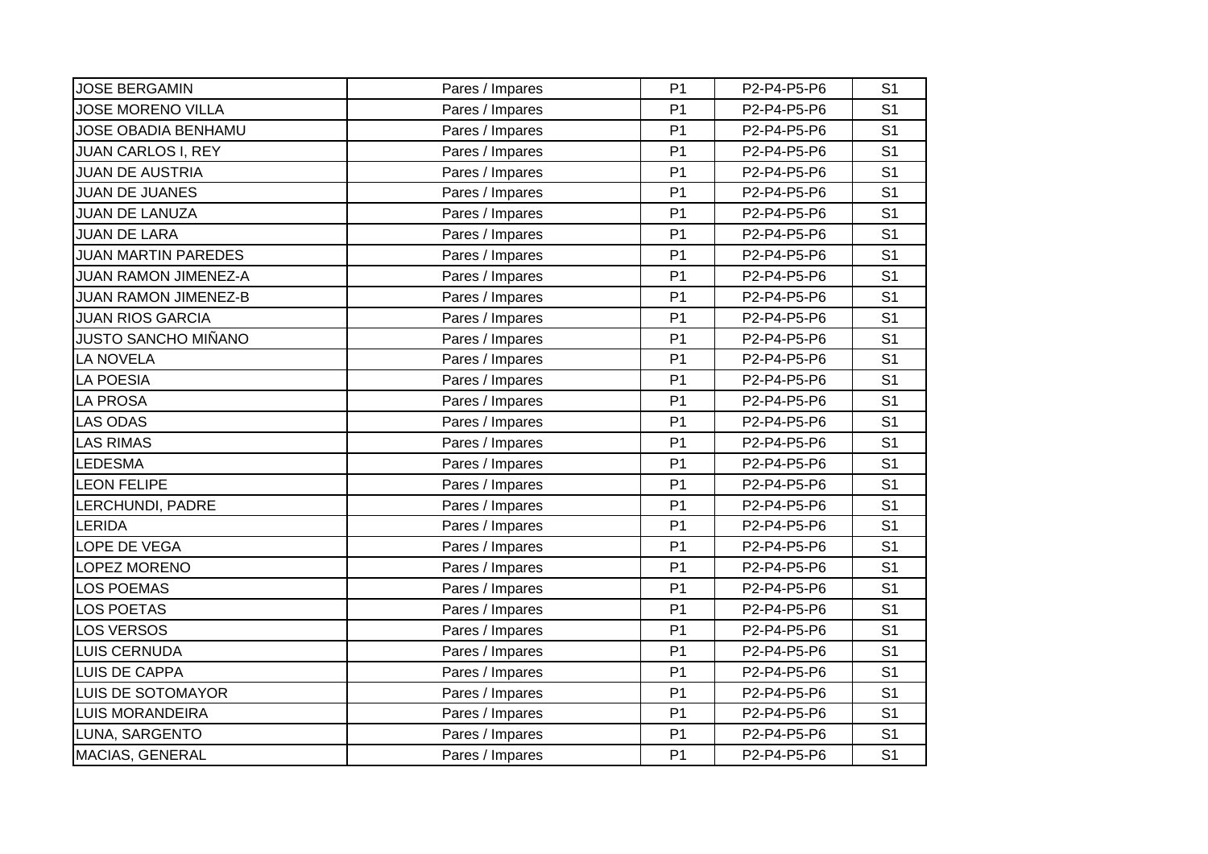| JOSE BERGAMIN | Pares / Impares | P1 | P2-P4-P5-P6 | S1 |
|---|---|---|---|---|
| JOSE MORENO VILLA | Pares / Impares | P1 | P2-P4-P5-P6 | S1 |
| JOSE OBADIA BENHAMU | Pares / Impares | P1 | P2-P4-P5-P6 | S1 |
| JUAN CARLOS I, REY | Pares / Impares | P1 | P2-P4-P5-P6 | S1 |
| JUAN DE AUSTRIA | Pares / Impares | P1 | P2-P4-P5-P6 | S1 |
| JUAN DE JUANES | Pares / Impares | P1 | P2-P4-P5-P6 | S1 |
| JUAN DE LANUZA | Pares / Impares | P1 | P2-P4-P5-P6 | S1 |
| JUAN DE LARA | Pares / Impares | P1 | P2-P4-P5-P6 | S1 |
| JUAN MARTIN PAREDES | Pares / Impares | P1 | P2-P4-P5-P6 | S1 |
| JUAN RAMON JIMENEZ-A | Pares / Impares | P1 | P2-P4-P5-P6 | S1 |
| JUAN RAMON JIMENEZ-B | Pares / Impares | P1 | P2-P4-P5-P6 | S1 |
| JUAN RIOS GARCIA | Pares / Impares | P1 | P2-P4-P5-P6 | S1 |
| JUSTO SANCHO MIÑANO | Pares / Impares | P1 | P2-P4-P5-P6 | S1 |
| LA NOVELA | Pares / Impares | P1 | P2-P4-P5-P6 | S1 |
| LA POESIA | Pares / Impares | P1 | P2-P4-P5-P6 | S1 |
| LA PROSA | Pares / Impares | P1 | P2-P4-P5-P6 | S1 |
| LAS ODAS | Pares / Impares | P1 | P2-P4-P5-P6 | S1 |
| LAS RIMAS | Pares / Impares | P1 | P2-P4-P5-P6 | S1 |
| LEDESMA | Pares / Impares | P1 | P2-P4-P5-P6 | S1 |
| LEON FELIPE | Pares / Impares | P1 | P2-P4-P5-P6 | S1 |
| LERCHUNDI, PADRE | Pares / Impares | P1 | P2-P4-P5-P6 | S1 |
| LERIDA | Pares / Impares | P1 | P2-P4-P5-P6 | S1 |
| LOPE DE VEGA | Pares / Impares | P1 | P2-P4-P5-P6 | S1 |
| LOPEZ MORENO | Pares / Impares | P1 | P2-P4-P5-P6 | S1 |
| LOS POEMAS | Pares / Impares | P1 | P2-P4-P5-P6 | S1 |
| LOS POETAS | Pares / Impares | P1 | P2-P4-P5-P6 | S1 |
| LOS VERSOS | Pares / Impares | P1 | P2-P4-P5-P6 | S1 |
| LUIS CERNUDA | Pares / Impares | P1 | P2-P4-P5-P6 | S1 |
| LUIS DE CAPPA | Pares / Impares | P1 | P2-P4-P5-P6 | S1 |
| LUIS DE SOTOMAYOR | Pares / Impares | P1 | P2-P4-P5-P6 | S1 |
| LUIS MORANDEIRA | Pares / Impares | P1 | P2-P4-P5-P6 | S1 |
| LUNA, SARGENTO | Pares / Impares | P1 | P2-P4-P5-P6 | S1 |
| MACIAS, GENERAL | Pares / Impares | P1 | P2-P4-P5-P6 | S1 |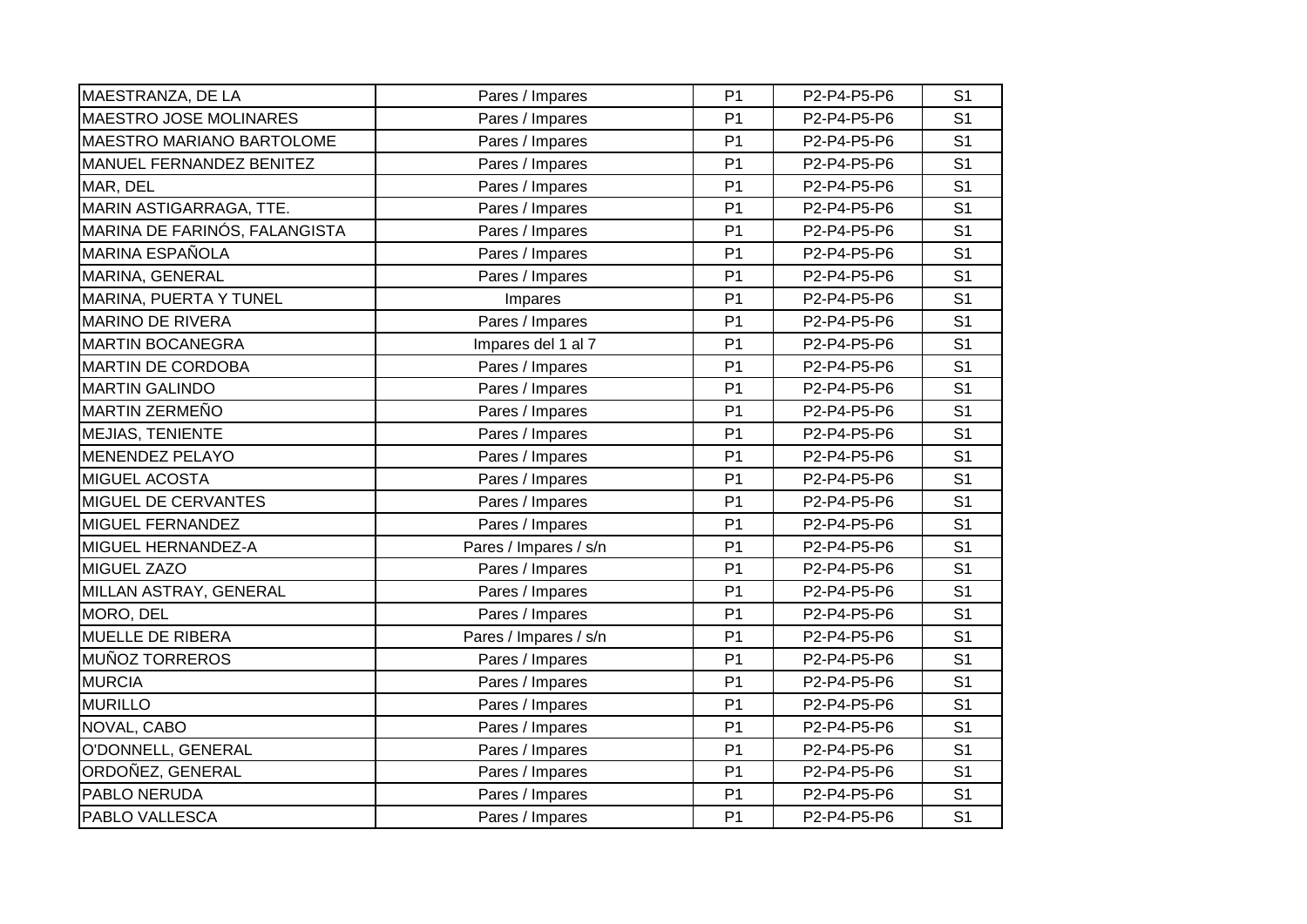| MAESTRANZA, DE LA | Pares / Impares | P1 | P2-P4-P5-P6 | S1 |
|---|---|---|---|---|
| MAESTRO JOSE MOLINARES | Pares / Impares | P1 | P2-P4-P5-P6 | S1 |
| MAESTRO MARIANO BARTOLOME | Pares / Impares | P1 | P2-P4-P5-P6 | S1 |
| MANUEL FERNANDEZ BENITEZ | Pares / Impares | P1 | P2-P4-P5-P6 | S1 |
| MAR, DEL | Pares / Impares | P1 | P2-P4-P5-P6 | S1 |
| MARIN ASTIGARRAGA, TTE. | Pares / Impares | P1 | P2-P4-P5-P6 | S1 |
| MARINA DE FARINÓS, FALANGISTA | Pares / Impares | P1 | P2-P4-P5-P6 | S1 |
| MARINA ESPAÑOLA | Pares / Impares | P1 | P2-P4-P5-P6 | S1 |
| MARINA, GENERAL | Pares / Impares | P1 | P2-P4-P5-P6 | S1 |
| MARINA, PUERTA Y TUNEL | Impares | P1 | P2-P4-P5-P6 | S1 |
| MARINO DE RIVERA | Pares / Impares | P1 | P2-P4-P5-P6 | S1 |
| MARTIN BOCANEGRA | Impares del 1 al 7 | P1 | P2-P4-P5-P6 | S1 |
| MARTIN DE CORDOBA | Pares / Impares | P1 | P2-P4-P5-P6 | S1 |
| MARTIN GALINDO | Pares / Impares | P1 | P2-P4-P5-P6 | S1 |
| MARTIN ZERMEÑO | Pares / Impares | P1 | P2-P4-P5-P6 | S1 |
| MEJIAS, TENIENTE | Pares / Impares | P1 | P2-P4-P5-P6 | S1 |
| MENENDEZ PELAYO | Pares / Impares | P1 | P2-P4-P5-P6 | S1 |
| MIGUEL ACOSTA | Pares / Impares | P1 | P2-P4-P5-P6 | S1 |
| MIGUEL DE CERVANTES | Pares / Impares | P1 | P2-P4-P5-P6 | S1 |
| MIGUEL FERNANDEZ | Pares / Impares | P1 | P2-P4-P5-P6 | S1 |
| MIGUEL HERNANDEZ-A | Pares / Impares / s/n | P1 | P2-P4-P5-P6 | S1 |
| MIGUEL ZAZO | Pares / Impares | P1 | P2-P4-P5-P6 | S1 |
| MILLAN ASTRAY, GENERAL | Pares / Impares | P1 | P2-P4-P5-P6 | S1 |
| MORO, DEL | Pares / Impares | P1 | P2-P4-P5-P6 | S1 |
| MUELLE DE RIBERA | Pares / Impares / s/n | P1 | P2-P4-P5-P6 | S1 |
| MUÑOZ TORREROS | Pares / Impares | P1 | P2-P4-P5-P6 | S1 |
| MURCIA | Pares / Impares | P1 | P2-P4-P5-P6 | S1 |
| MURILLO | Pares / Impares | P1 | P2-P4-P5-P6 | S1 |
| NOVAL, CABO | Pares / Impares | P1 | P2-P4-P5-P6 | S1 |
| O'DONNELL, GENERAL | Pares / Impares | P1 | P2-P4-P5-P6 | S1 |
| ORDOÑEZ, GENERAL | Pares / Impares | P1 | P2-P4-P5-P6 | S1 |
| PABLO NERUDA | Pares / Impares | P1 | P2-P4-P5-P6 | S1 |
| PABLO VALLESCA | Pares / Impares | P1 | P2-P4-P5-P6 | S1 |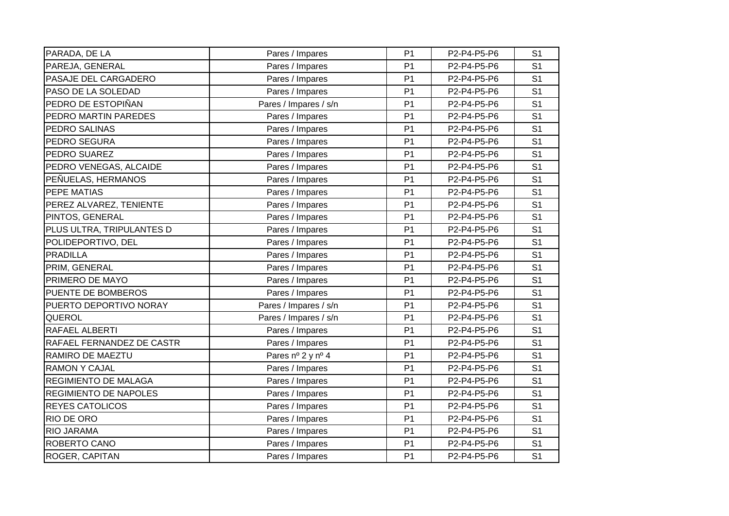| | | | | |
|---|---|---|---|---|
| PARADA, DE LA | Pares / Impares | P1 | P2-P4-P5-P6 | S1 |
| PAREJA, GENERAL | Pares / Impares | P1 | P2-P4-P5-P6 | S1 |
| PASAJE DEL CARGADERO | Pares / Impares | P1 | P2-P4-P5-P6 | S1 |
| PASO DE LA SOLEDAD | Pares / Impares | P1 | P2-P4-P5-P6 | S1 |
| PEDRO DE ESTOPIÑAN | Pares / Impares / s/n | P1 | P2-P4-P5-P6 | S1 |
| PEDRO MARTIN PAREDES | Pares / Impares | P1 | P2-P4-P5-P6 | S1 |
| PEDRO SALINAS | Pares / Impares | P1 | P2-P4-P5-P6 | S1 |
| PEDRO SEGURA | Pares / Impares | P1 | P2-P4-P5-P6 | S1 |
| PEDRO SUAREZ | Pares / Impares | P1 | P2-P4-P5-P6 | S1 |
| PEDRO VENEGAS, ALCAIDE | Pares / Impares | P1 | P2-P4-P5-P6 | S1 |
| PEÑUELAS, HERMANOS | Pares / Impares | P1 | P2-P4-P5-P6 | S1 |
| PEPE MATIAS | Pares / Impares | P1 | P2-P4-P5-P6 | S1 |
| PEREZ ALVAREZ, TENIENTE | Pares / Impares | P1 | P2-P4-P5-P6 | S1 |
| PINTOS, GENERAL | Pares / Impares | P1 | P2-P4-P5-P6 | S1 |
| PLUS ULTRA, TRIPULANTES D | Pares / Impares | P1 | P2-P4-P5-P6 | S1 |
| POLIDEPORTIVO, DEL | Pares / Impares | P1 | P2-P4-P5-P6 | S1 |
| PRADILLA | Pares / Impares | P1 | P2-P4-P5-P6 | S1 |
| PRIM, GENERAL | Pares / Impares | P1 | P2-P4-P5-P6 | S1 |
| PRIMERO DE MAYO | Pares / Impares | P1 | P2-P4-P5-P6 | S1 |
| PUENTE DE BOMBEROS | Pares / Impares | P1 | P2-P4-P5-P6 | S1 |
| PUERTO DEPORTIVO NORAY | Pares / Impares / s/n | P1 | P2-P4-P5-P6 | S1 |
| QUEROL | Pares / Impares / s/n | P1 | P2-P4-P5-P6 | S1 |
| RAFAEL ALBERTI | Pares / Impares | P1 | P2-P4-P5-P6 | S1 |
| RAFAEL FERNANDEZ DE CASTR | Pares / Impares | P1 | P2-P4-P5-P6 | S1 |
| RAMIRO DE MAEZTU | Pares nº 2 y nº 4 | P1 | P2-P4-P5-P6 | S1 |
| RAMON Y CAJAL | Pares / Impares | P1 | P2-P4-P5-P6 | S1 |
| REGIMIENTO DE MALAGA | Pares / Impares | P1 | P2-P4-P5-P6 | S1 |
| REGIMIENTO DE NAPOLES | Pares / Impares | P1 | P2-P4-P5-P6 | S1 |
| REYES CATOLICOS | Pares / Impares | P1 | P2-P4-P5-P6 | S1 |
| RIO DE ORO | Pares / Impares | P1 | P2-P4-P5-P6 | S1 |
| RIO JARAMA | Pares / Impares | P1 | P2-P4-P5-P6 | S1 |
| ROBERTO CANO | Pares / Impares | P1 | P2-P4-P5-P6 | S1 |
| ROGER, CAPITAN | Pares / Impares | P1 | P2-P4-P5-P6 | S1 |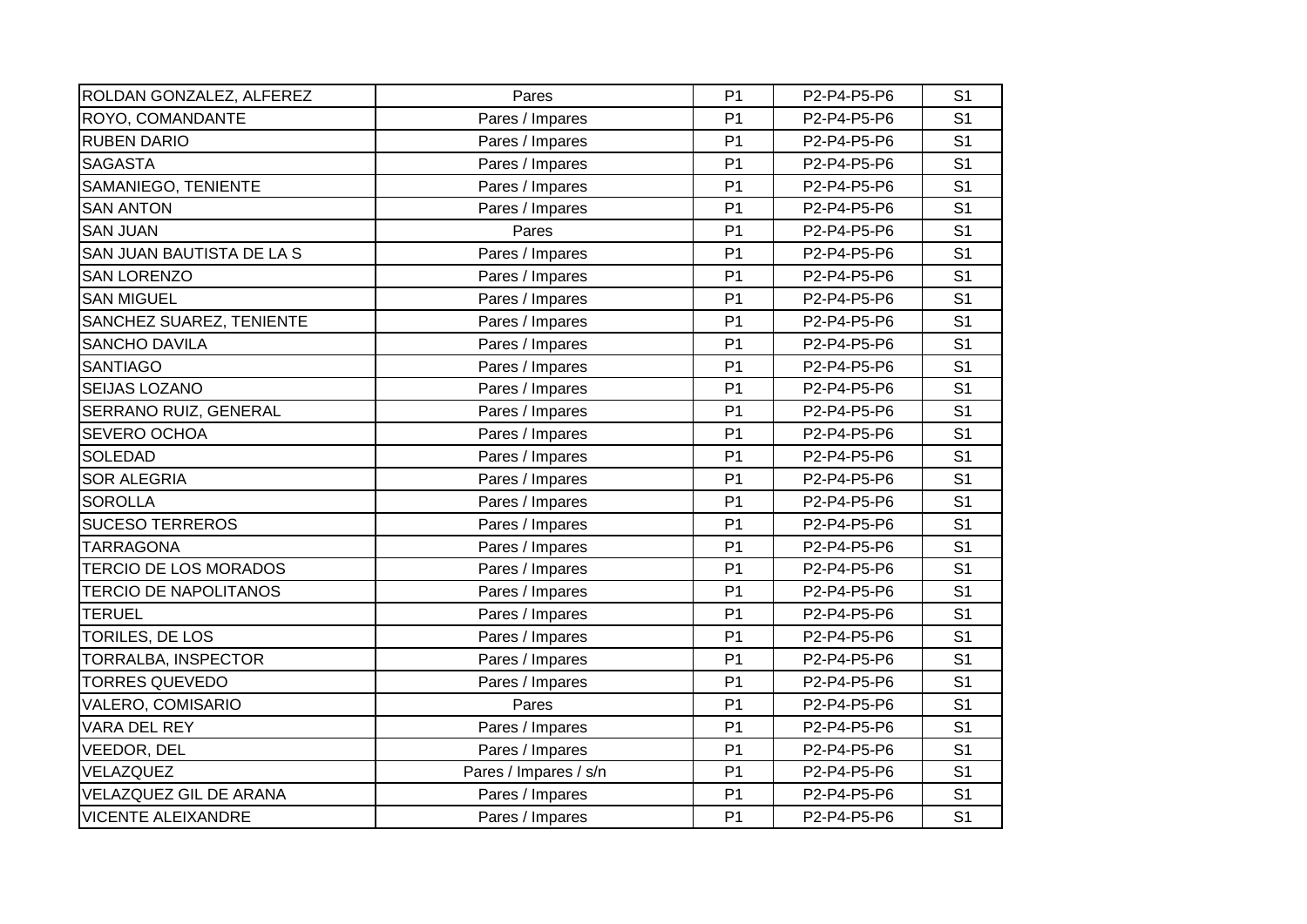| ROLDAN GONZALEZ, ALFEREZ | Pares | P1 | P2-P4-P5-P6 | S1 |
|---|---|---|---|---|
| ROYO, COMANDANTE | Pares / Impares | P1 | P2-P4-P5-P6 | S1 |
| RUBEN DARIO | Pares / Impares | P1 | P2-P4-P5-P6 | S1 |
| SAGASTA | Pares / Impares | P1 | P2-P4-P5-P6 | S1 |
| SAMANIEGO, TENIENTE | Pares / Impares | P1 | P2-P4-P5-P6 | S1 |
| SAN ANTON | Pares / Impares | P1 | P2-P4-P5-P6 | S1 |
| SAN JUAN | Pares | P1 | P2-P4-P5-P6 | S1 |
| SAN JUAN BAUTISTA DE LA S | Pares / Impares | P1 | P2-P4-P5-P6 | S1 |
| SAN LORENZO | Pares / Impares | P1 | P2-P4-P5-P6 | S1 |
| SAN MIGUEL | Pares / Impares | P1 | P2-P4-P5-P6 | S1 |
| SANCHEZ SUAREZ, TENIENTE | Pares / Impares | P1 | P2-P4-P5-P6 | S1 |
| SANCHO DAVILA | Pares / Impares | P1 | P2-P4-P5-P6 | S1 |
| SANTIAGO | Pares / Impares | P1 | P2-P4-P5-P6 | S1 |
| SEIJAS LOZANO | Pares / Impares | P1 | P2-P4-P5-P6 | S1 |
| SERRANO RUIZ, GENERAL | Pares / Impares | P1 | P2-P4-P5-P6 | S1 |
| SEVERO OCHOA | Pares / Impares | P1 | P2-P4-P5-P6 | S1 |
| SOLEDAD | Pares / Impares | P1 | P2-P4-P5-P6 | S1 |
| SOR ALEGRIA | Pares / Impares | P1 | P2-P4-P5-P6 | S1 |
| SOROLLA | Pares / Impares | P1 | P2-P4-P5-P6 | S1 |
| SUCESO TERREROS | Pares / Impares | P1 | P2-P4-P5-P6 | S1 |
| TARRAGONA | Pares / Impares | P1 | P2-P4-P5-P6 | S1 |
| TERCIO DE LOS MORADOS | Pares / Impares | P1 | P2-P4-P5-P6 | S1 |
| TERCIO DE NAPOLITANOS | Pares / Impares | P1 | P2-P4-P5-P6 | S1 |
| TERUEL | Pares / Impares | P1 | P2-P4-P5-P6 | S1 |
| TORILES, DE LOS | Pares / Impares | P1 | P2-P4-P5-P6 | S1 |
| TORRALBA, INSPECTOR | Pares / Impares | P1 | P2-P4-P5-P6 | S1 |
| TORRES QUEVEDO | Pares / Impares | P1 | P2-P4-P5-P6 | S1 |
| VALERO, COMISARIO | Pares | P1 | P2-P4-P5-P6 | S1 |
| VARA DEL REY | Pares / Impares | P1 | P2-P4-P5-P6 | S1 |
| VEEDOR, DEL | Pares / Impares | P1 | P2-P4-P5-P6 | S1 |
| VELAZQUEZ | Pares / Impares / s/n | P1 | P2-P4-P5-P6 | S1 |
| VELAZQUEZ GIL DE ARANA | Pares / Impares | P1 | P2-P4-P5-P6 | S1 |
| VICENTE ALEIXANDRE | Pares / Impares | P1 | P2-P4-P5-P6 | S1 |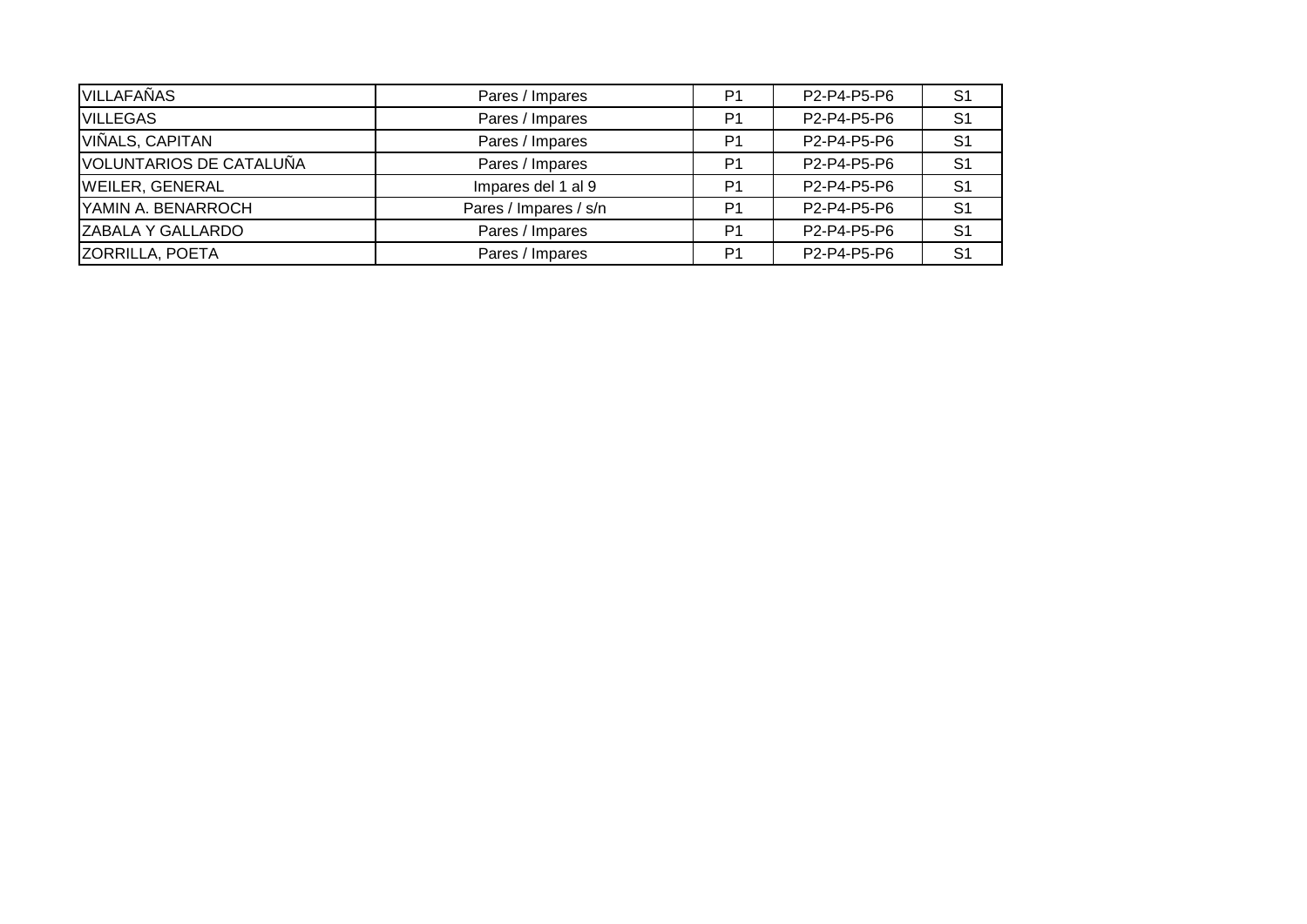| | | | | |
|---|---|---|---|---|
| VILLAFAÑAS | Pares / Impares | P1 | P2-P4-P5-P6 | S1 |
| VILLEGAS | Pares / Impares | P1 | P2-P4-P5-P6 | S1 |
| VIÑALS, CAPITAN | Pares / Impares | P1 | P2-P4-P5-P6 | S1 |
| VOLUNTARIOS DE CATALUÑA | Pares / Impares | P1 | P2-P4-P5-P6 | S1 |
| WEILER, GENERAL | Impares del 1 al 9 | P1 | P2-P4-P5-P6 | S1 |
| YAMIN A. BENARROCH | Pares / Impares / s/n | P1 | P2-P4-P5-P6 | S1 |
| ZABALA Y GALLARDO | Pares / Impares | P1 | P2-P4-P5-P6 | S1 |
| ZORRILLA, POETA | Pares / Impares | P1 | P2-P4-P5-P6 | S1 |